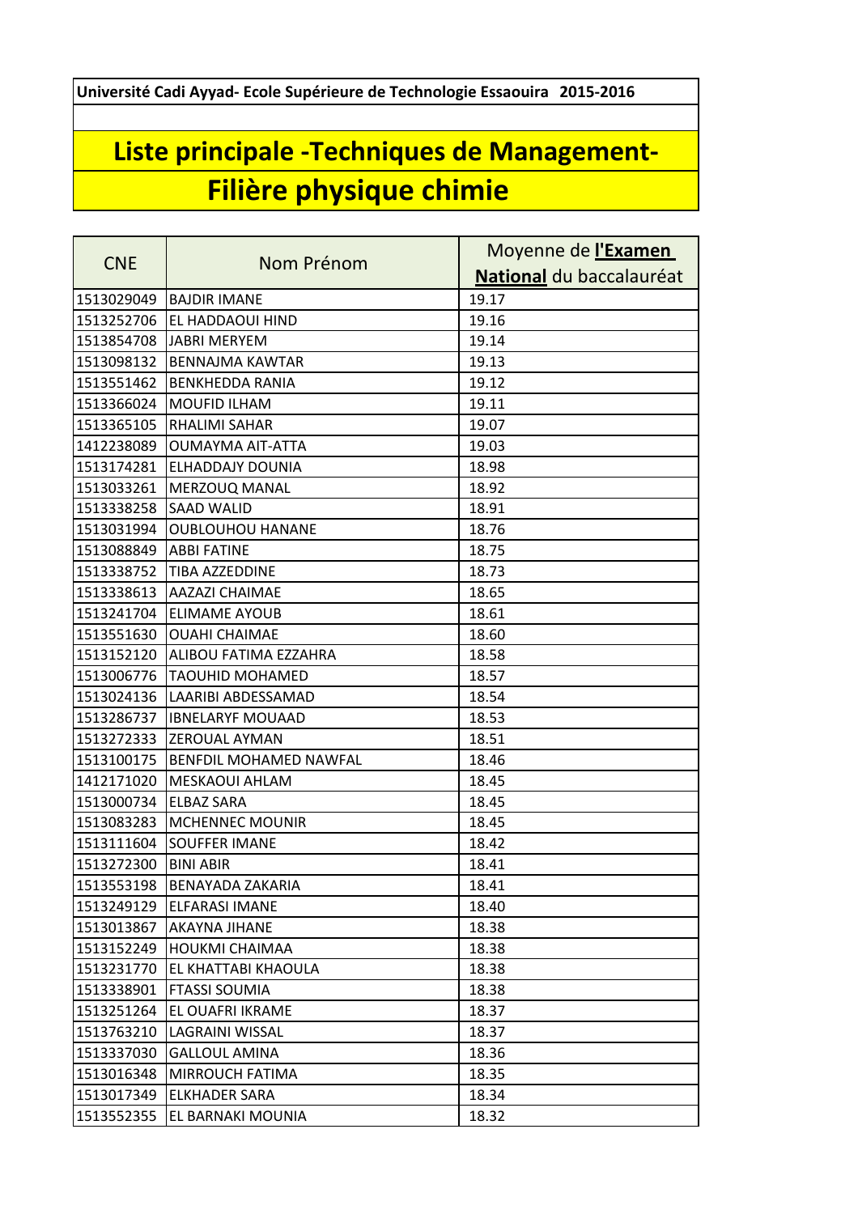**Université Cadi Ayyad- Ecole Supérieure de Technologie Essaouira 2015-2016**

# Liste principale -Techniques de Management- Filière physique chimie

| CNE | Nom Prénom | Moyenne de **l'Examen National** du baccalauréat |
|---|---|---|
| 1513029049 | BAJDIR IMANE | 19.17 |
| 1513252706 | EL HADDAOUI HIND | 19.16 |
| 1513854708 | JABRI MERYEM | 19.14 |
| 1513098132 | BENNAJMA KAWTAR | 19.13 |
| 1513551462 | BENKHEDDA RANIA | 19.12 |
| 1513366024 | MOUFID ILHAM | 19.11 |
| 1513365105 | RHALIMI SAHAR | 19.07 |
| 1412238089 | OUMAYMA AIT-ATTA | 19.03 |
| 1513174281 | ELHADDAJY DOUNIA | 18.98 |
| 1513033261 | MERZOUQ MANAL | 18.92 |
| 1513338258 | SAAD WALID | 18.91 |
| 1513031994 | OUBLOUHOU HANANE | 18.76 |
| 1513088849 | ABBI FATINE | 18.75 |
| 1513338752 | TIBA AZZEDDINE | 18.73 |
| 1513338613 | AAZAZI CHAIMAE | 18.65 |
| 1513241704 | ELIMAME AYOUB | 18.61 |
| 1513551630 | OUAHI CHAIMAE | 18.60 |
| 1513152120 | ALIBOU FATIMA EZZAHRA | 18.58 |
| 1513006776 | TAOUHID MOHAMED | 18.57 |
| 1513024136 | LAARIBI ABDESSAMAD | 18.54 |
| 1513286737 | IBNELARYF MOUAAD | 18.53 |
| 1513272333 | ZEROUAL AYMAN | 18.51 |
| 1513100175 | BENFDIL MOHAMED NAWFAL | 18.46 |
| 1412171020 | MESKAOUI AHLAM | 18.45 |
| 1513000734 | ELBAZ SARA | 18.45 |
| 1513083283 | MCHENNEC MOUNIR | 18.45 |
| 1513111604 | SOUFFER IMANE | 18.42 |
| 1513272300 | BINI ABIR | 18.41 |
| 1513553198 | BENAYADA ZAKARIA | 18.41 |
| 1513249129 | ELFARASI IMANE | 18.40 |
| 1513013867 | AKAYNA JIHANE | 18.38 |
| 1513152249 | HOUKMI CHAIMAA | 18.38 |
| 1513231770 | EL KHATTABI KHAOULA | 18.38 |
| 1513338901 | FTASSI SOUMIA | 18.38 |
| 1513251264 | EL OUAFRI IKRAME | 18.37 |
| 1513763210 | LAGRAINI WISSAL | 18.37 |
| 1513337030 | GALLOUL AMINA | 18.36 |
| 1513016348 | MIRROUCH FATIMA | 18.35 |
| 1513017349 | ELKHADER SARA | 18.34 |
| 1513552355 | EL BARNAKI MOUNIA | 18.32 |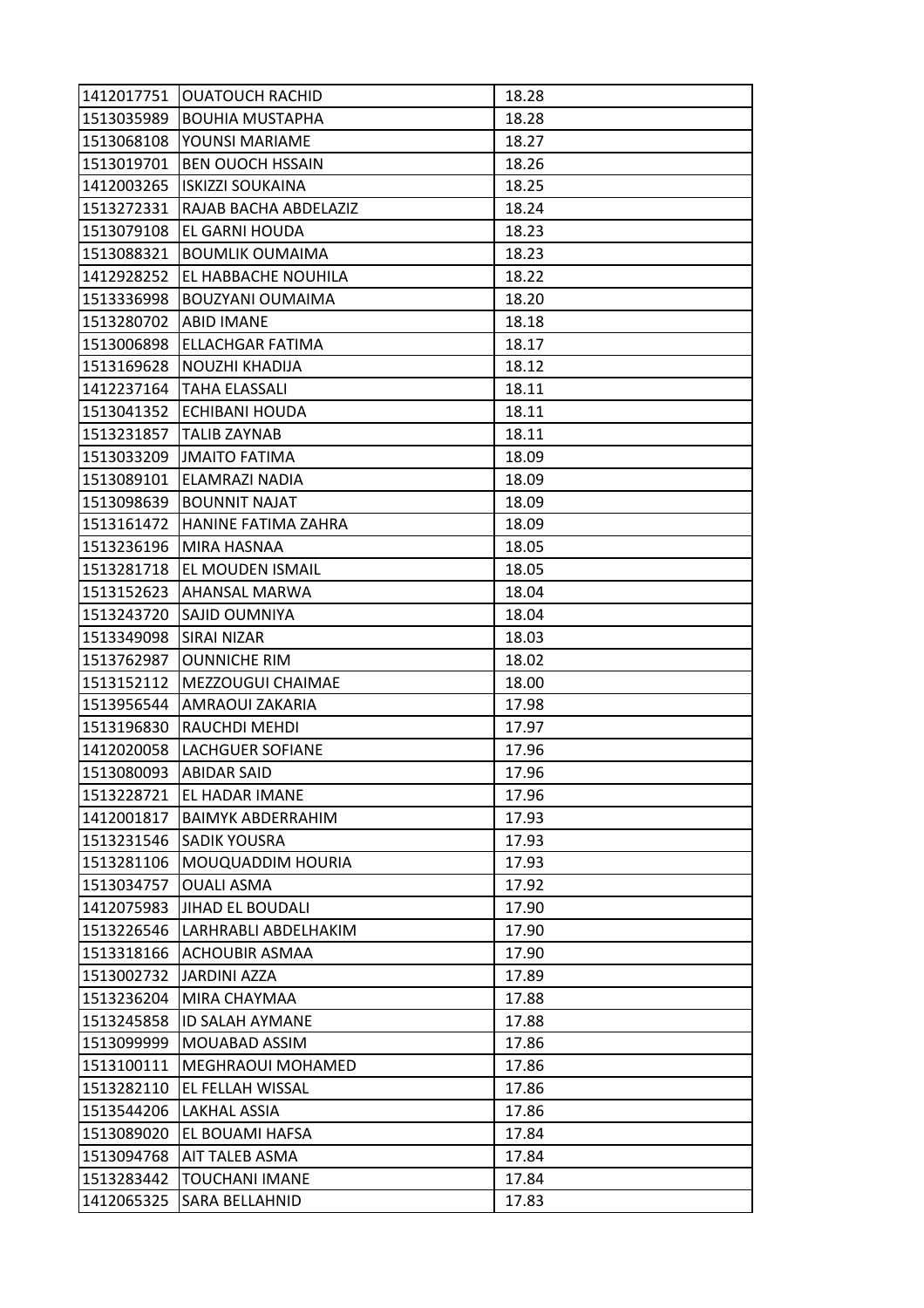| | | |
|---|---|---|
| 1412017751 | OUATOUCH RACHID | 18.28 |
| 1513035989 | BOUHIA MUSTAPHA | 18.28 |
| 1513068108 | YOUNSI MARIAME | 18.27 |
| 1513019701 | BEN OUOCH HSSAIN | 18.26 |
| 1412003265 | ISKIZZI SOUKAINA | 18.25 |
| 1513272331 | RAJAB BACHA ABDELAZIZ | 18.24 |
| 1513079108 | EL GARNI HOUDA | 18.23 |
| 1513088321 | BOUMLIK OUMAIMA | 18.23 |
| 1412928252 | EL HABBACHE NOUHILA | 18.22 |
| 1513336998 | BOUZYANI OUMAIMA | 18.20 |
| 1513280702 | ABID IMANE | 18.18 |
| 1513006898 | ELLACHGAR FATIMA | 18.17 |
| 1513169628 | NOUZHI KHADIJA | 18.12 |
| 1412237164 | TAHA ELASSALI | 18.11 |
| 1513041352 | ECHIBANI HOUDA | 18.11 |
| 1513231857 | TALIB ZAYNAB | 18.11 |
| 1513033209 | JMAITO FATIMA | 18.09 |
| 1513089101 | ELAMRAZI NADIA | 18.09 |
| 1513098639 | BOUNNIT NAJAT | 18.09 |
| 1513161472 | HANINE FATIMA ZAHRA | 18.09 |
| 1513236196 | MIRA HASNAA | 18.05 |
| 1513281718 | EL MOUDEN ISMAIL | 18.05 |
| 1513152623 | AHANSAL MARWA | 18.04 |
| 1513243720 | SAJID OUMNIYA | 18.04 |
| 1513349098 | SIRAI NIZAR | 18.03 |
| 1513762987 | OUNNICHE RIM | 18.02 |
| 1513152112 | MEZZOUGUI CHAIMAE | 18.00 |
| 1513956544 | AMRAOUI ZAKARIA | 17.98 |
| 1513196830 | RAUCHDI MEHDI | 17.97 |
| 1412020058 | LACHGUER SOFIANE | 17.96 |
| 1513080093 | ABIDAR SAID | 17.96 |
| 1513228721 | EL HADAR IMANE | 17.96 |
| 1412001817 | BAIMYK ABDERRAHIM | 17.93 |
| 1513231546 | SADIK YOUSRA | 17.93 |
| 1513281106 | MOUQUADDIM HOURIA | 17.93 |
| 1513034757 | OUALI ASMA | 17.92 |
| 1412075983 | JIHAD EL BOUDALI | 17.90 |
| 1513226546 | LARHRABLI ABDELHAKIM | 17.90 |
| 1513318166 | ACHOUBIR ASMAA | 17.90 |
| 1513002732 | JARDINI AZZA | 17.89 |
| 1513236204 | MIRA CHAYMAA | 17.88 |
| 1513245858 | ID SALAH AYMANE | 17.88 |
| 1513099999 | MOUABAD ASSIM | 17.86 |
| 1513100111 | MEGHRAOUI MOHAMED | 17.86 |
| 1513282110 | EL FELLAH WISSAL | 17.86 |
| 1513544206 | LAKHAL ASSIA | 17.86 |
| 1513089020 | EL BOUAMI HAFSA | 17.84 |
| 1513094768 | AIT TALEB ASMA | 17.84 |
| 1513283442 | TOUCHANI IMANE | 17.84 |
| 1412065325 | SARA BELLAHNID | 17.83 |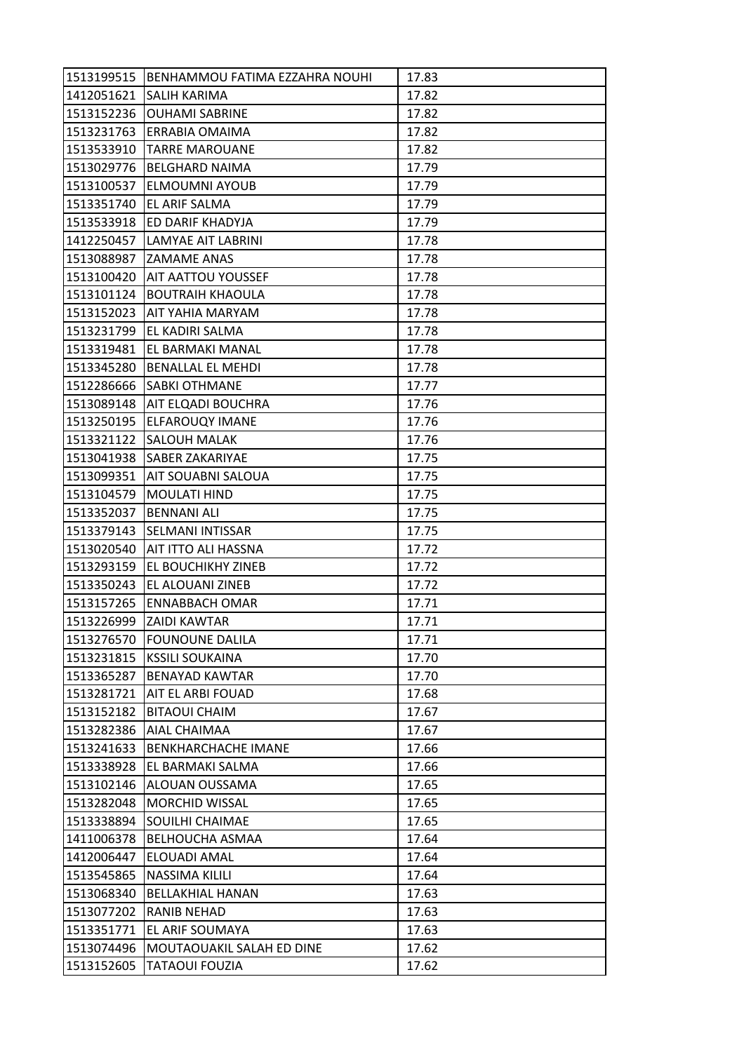| 1513199515 | BENHAMMOU FATIMA EZZAHRA NOUHI | 17.83 |
|---|---|---|
| 1412051621 | SALIH KARIMA | 17.82 |
| 1513152236 | OUHAMI SABRINE | 17.82 |
| 1513231763 | ERRABIA OMAIMA | 17.82 |
| 1513533910 | TARRE MAROUANE | 17.82 |
| 1513029776 | BELGHARD NAIMA | 17.79 |
| 1513100537 | ELMOUMNI AYOUB | 17.79 |
| 1513351740 | EL ARIF SALMA | 17.79 |
| 1513533918 | ED DARIF KHADYJA | 17.79 |
| 1412250457 | LAMYAE AIT LABRINI | 17.78 |
| 1513088987 | ZAMAME ANAS | 17.78 |
| 1513100420 | AIT AATTOU YOUSSEF | 17.78 |
| 1513101124 | BOUTRAIH KHAOULA | 17.78 |
| 1513152023 | AIT YAHIA MARYAM | 17.78 |
| 1513231799 | EL KADIRI SALMA | 17.78 |
| 1513319481 | EL BARMAKI MANAL | 17.78 |
| 1513345280 | BENALLAL EL MEHDI | 17.78 |
| 1512286666 | SABKI OTHMANE | 17.77 |
| 1513089148 | AIT ELQADI BOUCHRA | 17.76 |
| 1513250195 | ELFAROUQY IMANE | 17.76 |
| 1513321122 | SALOUH MALAK | 17.76 |
| 1513041938 | SABER ZAKARIYAE | 17.75 |
| 1513099351 | AIT SOUABNI SALOUA | 17.75 |
| 1513104579 | MOULATI HIND | 17.75 |
| 1513352037 | BENNANI ALI | 17.75 |
| 1513379143 | SELMANI INTISSAR | 17.75 |
| 1513020540 | AIT ITTO ALI HASSNA | 17.72 |
| 1513293159 | EL BOUCHIKHY ZINEB | 17.72 |
| 1513350243 | EL ALOUANI ZINEB | 17.72 |
| 1513157265 | ENNABBACH OMAR | 17.71 |
| 1513226999 | ZAIDI KAWTAR | 17.71 |
| 1513276570 | FOUNOUNE DALILA | 17.71 |
| 1513231815 | KSSILI SOUKAINA | 17.70 |
| 1513365287 | BENAYAD KAWTAR | 17.70 |
| 1513281721 | AIT EL ARBI FOUAD | 17.68 |
| 1513152182 | BITAOUI CHAIM | 17.67 |
| 1513282386 | AIAL CHAIMAA | 17.67 |
| 1513241633 | BENKHARCHACHE IMANE | 17.66 |
| 1513338928 | EL BARMAKI SALMA | 17.66 |
| 1513102146 | ALOUAN OUSSAMA | 17.65 |
| 1513282048 | MORCHID WISSAL | 17.65 |
| 1513338894 | SOUILHI CHAIMAE | 17.65 |
| 1411006378 | BELHOUCHA ASMAA | 17.64 |
| 1412006447 | ELOUADI AMAL | 17.64 |
| 1513545865 | NASSIMA KILILI | 17.64 |
| 1513068340 | BELLAKHIAL HANAN | 17.63 |
| 1513077202 | RANIB NEHAD | 17.63 |
| 1513351771 | EL ARIF SOUMAYA | 17.63 |
| 1513074496 | MOUTAOUAKIL SALAH ED DINE | 17.62 |
| 1513152605 | TATAOUI FOUZIA | 17.62 |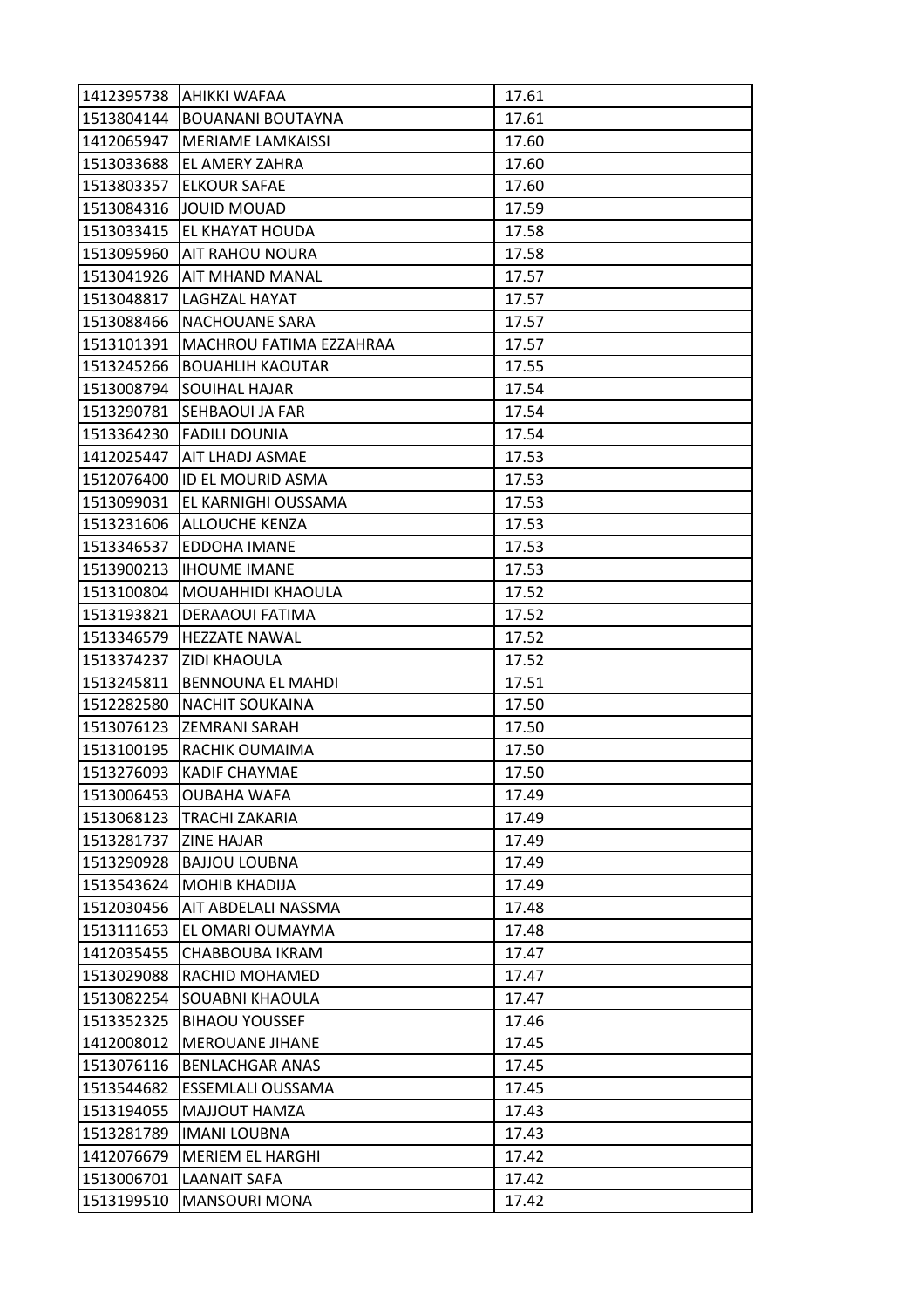| | | |
|---|---|---|
| 1412395738 | AHIKKI WAFAA | 17.61 |
| 1513804144 | BOUANANI BOUTAYNA | 17.61 |
| 1412065947 | MERIAME LAMKAISSI | 17.60 |
| 1513033688 | EL AMERY ZAHRA | 17.60 |
| 1513803357 | ELKOUR SAFAE | 17.60 |
| 1513084316 | JOUID MOUAD | 17.59 |
| 1513033415 | EL KHAYAT HOUDA | 17.58 |
| 1513095960 | AIT RAHOU NOURA | 17.58 |
| 1513041926 | AIT MHAND MANAL | 17.57 |
| 1513048817 | LAGHZAL HAYAT | 17.57 |
| 1513088466 | NACHOUANE SARA | 17.57 |
| 1513101391 | MACHROU FATIMA EZZAHRAA | 17.57 |
| 1513245266 | BOUAHLIH KAOUTAR | 17.55 |
| 1513008794 | SOUIHAL HAJAR | 17.54 |
| 1513290781 | SEHBAOUI JA FAR | 17.54 |
| 1513364230 | FADILI DOUNIA | 17.54 |
| 1412025447 | AIT LHADJ ASMAE | 17.53 |
| 1512076400 | ID EL MOURID ASMA | 17.53 |
| 1513099031 | EL KARNIGHI OUSSAMA | 17.53 |
| 1513231606 | ALLOUCHE KENZA | 17.53 |
| 1513346537 | EDDOHA IMANE | 17.53 |
| 1513900213 | IHOUME IMANE | 17.53 |
| 1513100804 | MOUAHHIDI KHAOULA | 17.52 |
| 1513193821 | DERAAOUI FATIMA | 17.52 |
| 1513346579 | HEZZATE NAWAL | 17.52 |
| 1513374237 | ZIDI KHAOULA | 17.52 |
| 1513245811 | BENNOUNA EL MAHDI | 17.51 |
| 1512282580 | NACHIT SOUKAINA | 17.50 |
| 1513076123 | ZEMRANI SARAH | 17.50 |
| 1513100195 | RACHIK OUMAIMA | 17.50 |
| 1513276093 | KADIF CHAYMAE | 17.50 |
| 1513006453 | OUBAHA WAFA | 17.49 |
| 1513068123 | TRACHI ZAKARIA | 17.49 |
| 1513281737 | ZINE HAJAR | 17.49 |
| 1513290928 | BAJJOU LOUBNA | 17.49 |
| 1513543624 | MOHIB KHADIJA | 17.49 |
| 1512030456 | AIT ABDELALI NASSMA | 17.48 |
| 1513111653 | EL OMARI OUMAYMA | 17.48 |
| 1412035455 | CHABBOUBA IKRAM | 17.47 |
| 1513029088 | RACHID MOHAMED | 17.47 |
| 1513082254 | SOUABNI KHAOULA | 17.47 |
| 1513352325 | BIHAOU YOUSSEF | 17.46 |
| 1412008012 | MEROUANE JIHANE | 17.45 |
| 1513076116 | BENLACHGAR ANAS | 17.45 |
| 1513544682 | ESSEMLALI OUSSAMA | 17.45 |
| 1513194055 | MAJJOUT HAMZA | 17.43 |
| 1513281789 | IMANI LOUBNA | 17.43 |
| 1412076679 | MERIEM EL HARGHI | 17.42 |
| 1513006701 | LAANAIT SAFA | 17.42 |
| 1513199510 | MANSOURI MONA | 17.42 |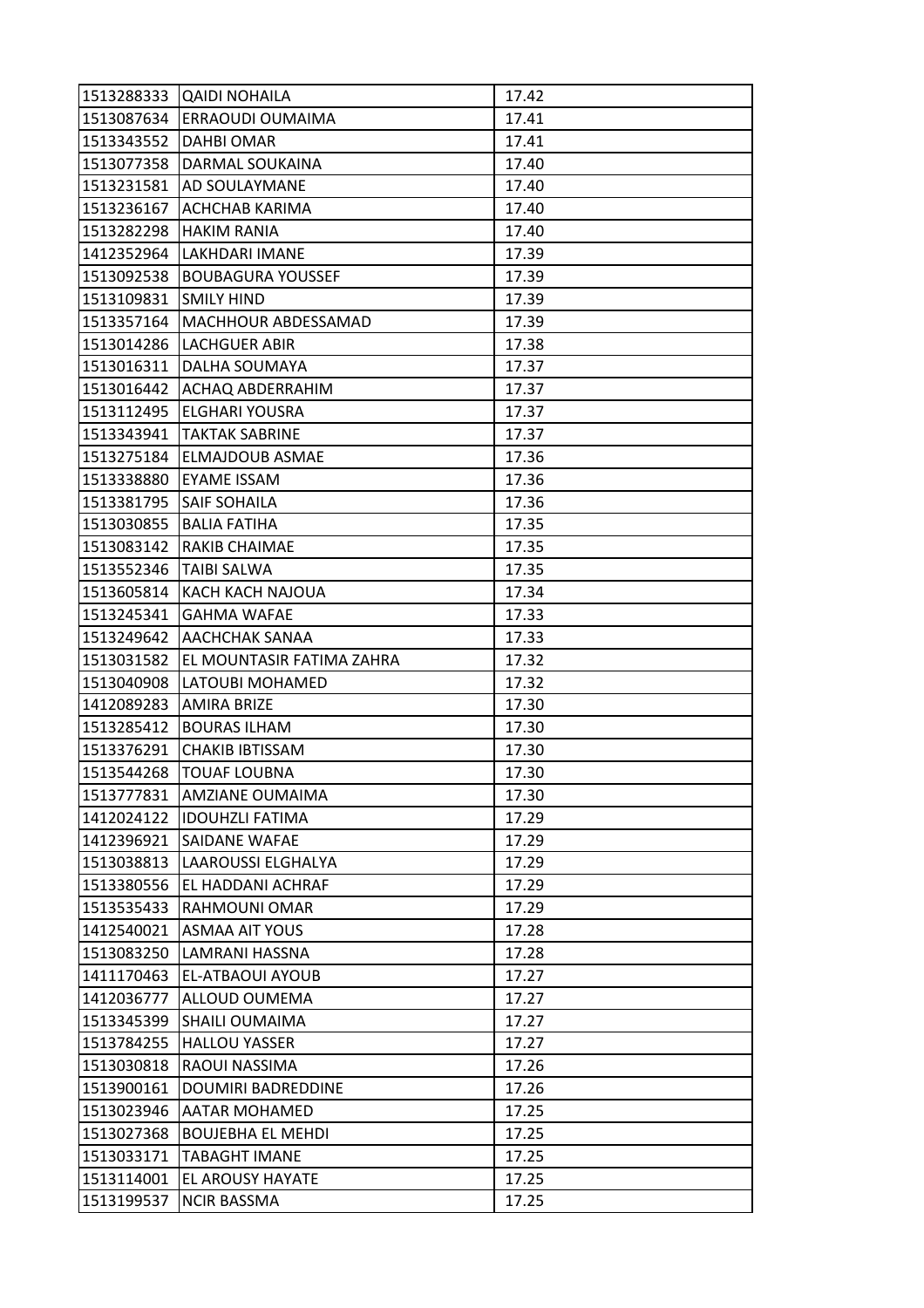| | | |
|---|---|---|
| 1513288333 | QAIDI NOHAILA | 17.42 |
| 1513087634 | ERRAOUDI OUMAIMA | 17.41 |
| 1513343552 | DAHBI OMAR | 17.41 |
| 1513077358 | DARMAL SOUKAINA | 17.40 |
| 1513231581 | AD SOULAYMANE | 17.40 |
| 1513236167 | ACHCHAB KARIMA | 17.40 |
| 1513282298 | HAKIM RANIA | 17.40 |
| 1412352964 | LAKHDARI IMANE | 17.39 |
| 1513092538 | BOUBAGURA YOUSSEF | 17.39 |
| 1513109831 | SMILY HIND | 17.39 |
| 1513357164 | MACHHOUR ABDESSAMAD | 17.39 |
| 1513014286 | LACHGUER ABIR | 17.38 |
| 1513016311 | DALHA SOUMAYA | 17.37 |
| 1513016442 | ACHAQ ABDERRAHIM | 17.37 |
| 1513112495 | ELGHARI YOUSRA | 17.37 |
| 1513343941 | TAKTAK SABRINE | 17.37 |
| 1513275184 | ELMAJDOUB ASMAE | 17.36 |
| 1513338880 | EYAME ISSAM | 17.36 |
| 1513381795 | SAIF SOHAILA | 17.36 |
| 1513030855 | BALIA FATIHA | 17.35 |
| 1513083142 | RAKIB CHAIMAE | 17.35 |
| 1513552346 | TAIBI SALWA | 17.35 |
| 1513605814 | KACH KACH NAJOUA | 17.34 |
| 1513245341 | GAHMA WAFAE | 17.33 |
| 1513249642 | AACHCHAK SANAA | 17.33 |
| 1513031582 | EL MOUNTASIR FATIMA ZAHRA | 17.32 |
| 1513040908 | LATOUBI MOHAMED | 17.32 |
| 1412089283 | AMIRA BRIZE | 17.30 |
| 1513285412 | BOURAS ILHAM | 17.30 |
| 1513376291 | CHAKIB IBTISSAM | 17.30 |
| 1513544268 | TOUAF LOUBNA | 17.30 |
| 1513777831 | AMZIANE OUMAIMA | 17.30 |
| 1412024122 | IDOUHZLI FATIMA | 17.29 |
| 1412396921 | SAIDANE WAFAE | 17.29 |
| 1513038813 | LAAROUSSI ELGHALYA | 17.29 |
| 1513380556 | EL HADDANI ACHRAF | 17.29 |
| 1513535433 | RAHMOUNI OMAR | 17.29 |
| 1412540021 | ASMAA AIT YOUS | 17.28 |
| 1513083250 | LAMRANI HASSNA | 17.28 |
| 1411170463 | EL-ATBAOUI AYOUB | 17.27 |
| 1412036777 | ALLOUD OUMEMA | 17.27 |
| 1513345399 | SHAILI OUMAIMA | 17.27 |
| 1513784255 | HALLOU YASSER | 17.27 |
| 1513030818 | RAOUI NASSIMA | 17.26 |
| 1513900161 | DOUMIRI BADREDDINE | 17.26 |
| 1513023946 | AATAR MOHAMED | 17.25 |
| 1513027368 | BOUJEBHA EL MEHDI | 17.25 |
| 1513033171 | TABAGHT IMANE | 17.25 |
| 1513114001 | EL AROUSY HAYATE | 17.25 |
| 1513199537 | NCIR BASSMA | 17.25 |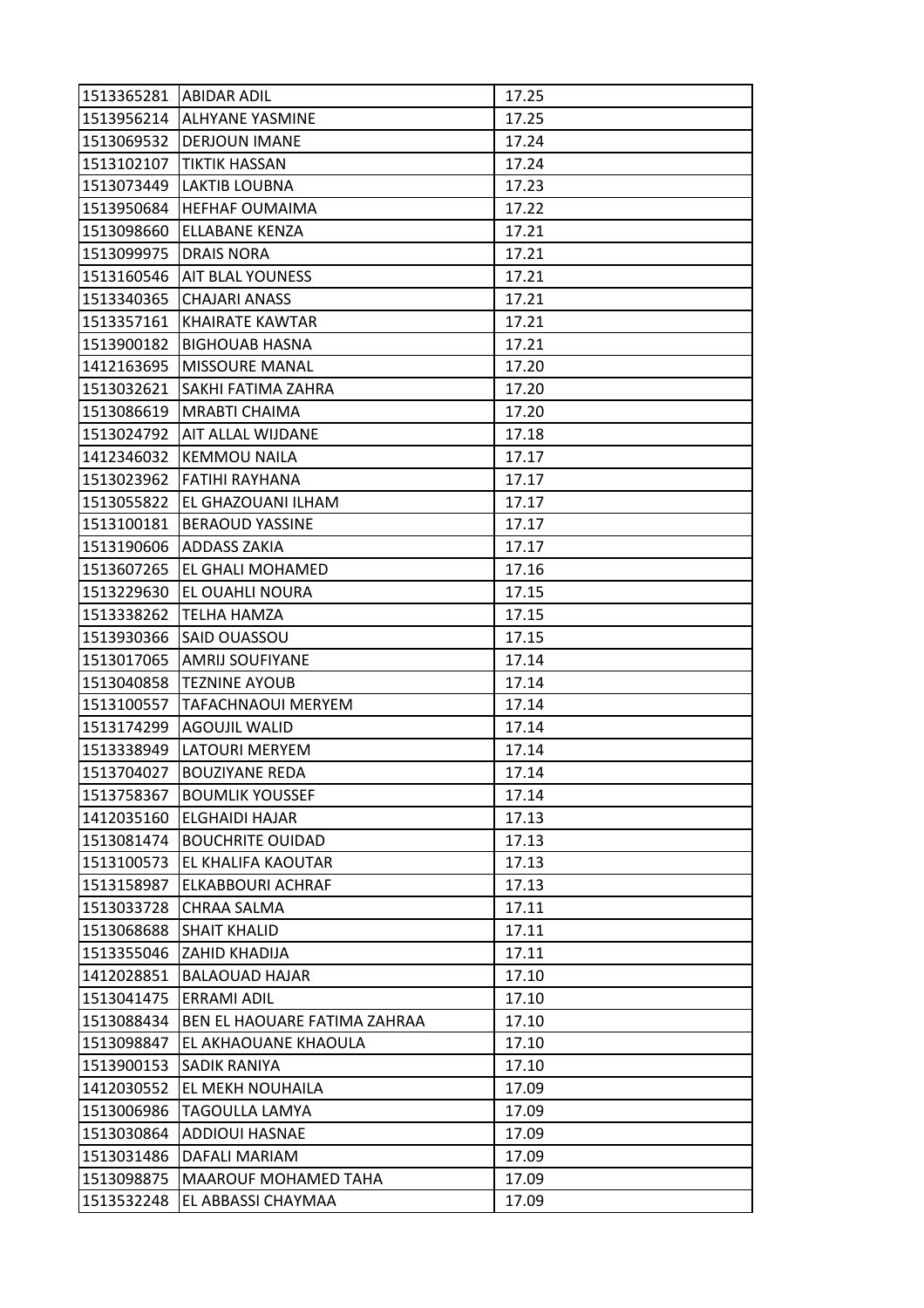| 1513365281 | ABIDAR ADIL | 17.25 |
|---|---|---|
| 1513956214 | ALHYANE YASMINE | 17.25 |
| 1513069532 | DERJOUN IMANE | 17.24 |
| 1513102107 | TIKTIK HASSAN | 17.24 |
| 1513073449 | LAKTIB LOUBNA | 17.23 |
| 1513950684 | HEFHAF OUMAIMA | 17.22 |
| 1513098660 | ELLABANE KENZA | 17.21 |
| 1513099975 | DRAIS NORA | 17.21 |
| 1513160546 | AIT BLAL YOUNESS | 17.21 |
| 1513340365 | CHAJARI ANASS | 17.21 |
| 1513357161 | KHAIRATE KAWTAR | 17.21 |
| 1513900182 | BIGHOUAB HASNA | 17.21 |
| 1412163695 | MISSOURE MANAL | 17.20 |
| 1513032621 | SAKHI FATIMA ZAHRA | 17.20 |
| 1513086619 | MRABTI CHAIMA | 17.20 |
| 1513024792 | AIT ALLAL WIJDANE | 17.18 |
| 1412346032 | KEMMOU NAILA | 17.17 |
| 1513023962 | FATIHI RAYHANA | 17.17 |
| 1513055822 | EL GHAZOUANI ILHAM | 17.17 |
| 1513100181 | BERAOUD YASSINE | 17.17 |
| 1513190606 | ADDASS ZAKIA | 17.17 |
| 1513607265 | EL GHALI MOHAMED | 17.16 |
| 1513229630 | EL OUAHLI NOURA | 17.15 |
| 1513338262 | TELHA HAMZA | 17.15 |
| 1513930366 | SAID OUASSOU | 17.15 |
| 1513017065 | AMRIJ SOUFIYANE | 17.14 |
| 1513040858 | TEZNINE AYOUB | 17.14 |
| 1513100557 | TAFACHNAOUI MERYEM | 17.14 |
| 1513174299 | AGOUJIL WALID | 17.14 |
| 1513338949 | LATOURI MERYEM | 17.14 |
| 1513704027 | BOUZIYANE REDA | 17.14 |
| 1513758367 | BOUMLIK YOUSSEF | 17.14 |
| 1412035160 | ELGHAIDI HAJAR | 17.13 |
| 1513081474 | BOUCHRITE OUIDAD | 17.13 |
| 1513100573 | EL KHALIFA KAOUTAR | 17.13 |
| 1513158987 | ELKABBOURI ACHRAF | 17.13 |
| 1513033728 | CHRAA SALMA | 17.11 |
| 1513068688 | SHAIT KHALID | 17.11 |
| 1513355046 | ZAHID KHADIJA | 17.11 |
| 1412028851 | BALAOUAD HAJAR | 17.10 |
| 1513041475 | ERRAMI ADIL | 17.10 |
| 1513088434 | BEN EL HAOUARE FATIMA ZAHRAA | 17.10 |
| 1513098847 | EL AKHAOUANE KHAOULA | 17.10 |
| 1513900153 | SADIK RANIYA | 17.10 |
| 1412030552 | EL MEKH NOUHAILA | 17.09 |
| 1513006986 | TAGOULLA LAMYA | 17.09 |
| 1513030864 | ADDIOUI HASNAE | 17.09 |
| 1513031486 | DAFALI MARIAM | 17.09 |
| 1513098875 | MAAROUF MOHAMED TAHA | 17.09 |
| 1513532248 | EL ABBASSI CHAYMAA | 17.09 |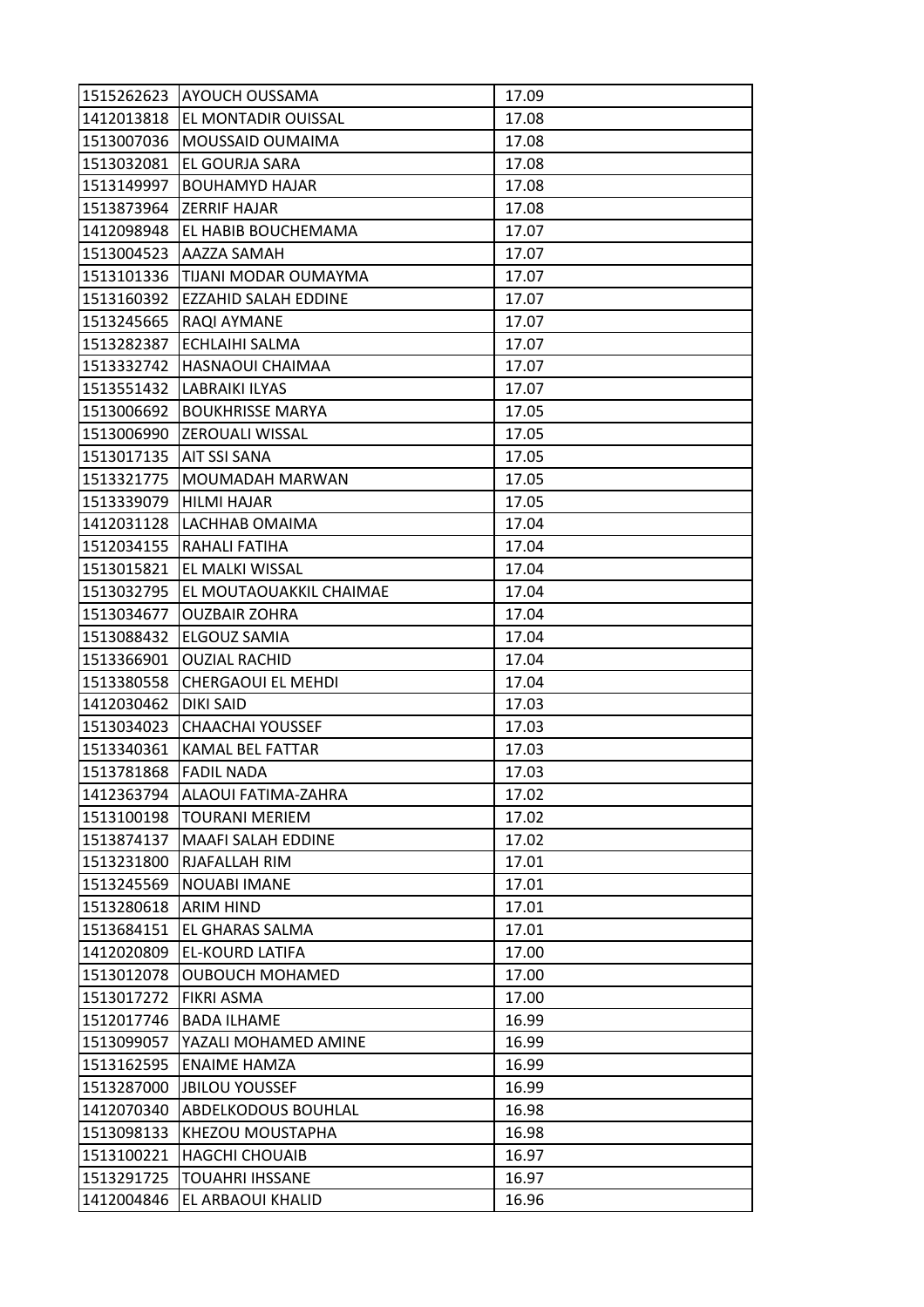| | | |
|---|---|---|
| 1515262623 | AYOUCH OUSSAMA | 17.09 |
| 1412013818 | EL MONTADIR OUISSAL | 17.08 |
| 1513007036 | MOUSSAID OUMAIMA | 17.08 |
| 1513032081 | EL GOURJA SARA | 17.08 |
| 1513149997 | BOUHAMYD HAJAR | 17.08 |
| 1513873964 | ZERRIF HAJAR | 17.08 |
| 1412098948 | EL HABIB BOUCHEMAMA | 17.07 |
| 1513004523 | AAZZA SAMAH | 17.07 |
| 1513101336 | TIJANI MODAR OUMAYMA | 17.07 |
| 1513160392 | EZZAHID SALAH EDDINE | 17.07 |
| 1513245665 | RAQI AYMANE | 17.07 |
| 1513282387 | ECHLAIHI SALMA | 17.07 |
| 1513332742 | HASNAOUI CHAIMAA | 17.07 |
| 1513551432 | LABRAIKI ILYAS | 17.07 |
| 1513006692 | BOUKHRISSE MARYA | 17.05 |
| 1513006990 | ZEROUALI WISSAL | 17.05 |
| 1513017135 | AIT SSI SANA | 17.05 |
| 1513321775 | MOUMADAH MARWAN | 17.05 |
| 1513339079 | HILMI HAJAR | 17.05 |
| 1412031128 | LACHHAB OMAIMA | 17.04 |
| 1512034155 | RAHALI FATIHA | 17.04 |
| 1513015821 | EL MALKI WISSAL | 17.04 |
| 1513032795 | EL MOUTAOUAKKIL CHAIMAE | 17.04 |
| 1513034677 | OUZBAIR ZOHRA | 17.04 |
| 1513088432 | ELGOUZ SAMIA | 17.04 |
| 1513366901 | OUZIAL RACHID | 17.04 |
| 1513380558 | CHERGAOUI EL MEHDI | 17.04 |
| 1412030462 | DIKI SAID | 17.03 |
| 1513034023 | CHAACHAI YOUSSEF | 17.03 |
| 1513340361 | KAMAL BEL FATTAR | 17.03 |
| 1513781868 | FADIL NADA | 17.03 |
| 1412363794 | ALAOUI FATIMA-ZAHRA | 17.02 |
| 1513100198 | TOURANI MERIEM | 17.02 |
| 1513874137 | MAAFI SALAH EDDINE | 17.02 |
| 1513231800 | RJAFALLAH RIM | 17.01 |
| 1513245569 | NOUABI IMANE | 17.01 |
| 1513280618 | ARIM HIND | 17.01 |
| 1513684151 | EL GHARAS SALMA | 17.01 |
| 1412020809 | EL-KOURD LATIFA | 17.00 |
| 1513012078 | OUBOUCH MOHAMED | 17.00 |
| 1513017272 | FIKRI ASMA | 17.00 |
| 1512017746 | BADA ILHAME | 16.99 |
| 1513099057 | YAZALI MOHAMED AMINE | 16.99 |
| 1513162595 | ENAIME HAMZA | 16.99 |
| 1513287000 | JBILOU YOUSSEF | 16.99 |
| 1412070340 | ABDELKODOUS BOUHLAL | 16.98 |
| 1513098133 | KHEZOU MOUSTAPHA | 16.98 |
| 1513100221 | HAGCHI CHOUAIB | 16.97 |
| 1513291725 | TOUAHRI IHSSANE | 16.97 |
| 1412004846 | EL ARBAOUI KHALID | 16.96 |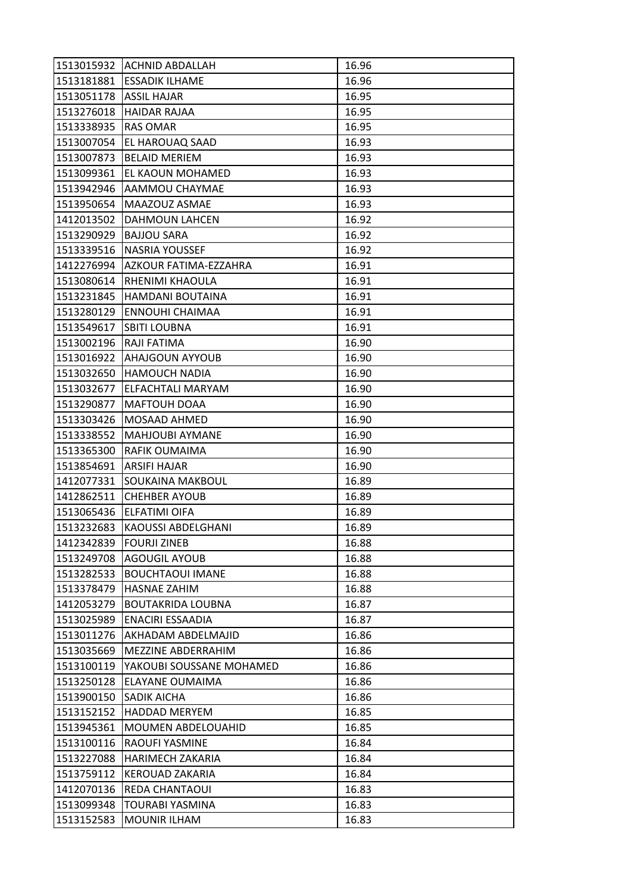| 1513015932 | ACHNID ABDALLAH | 16.96 |
|---|---|---|
| 1513181881 | ESSADIK ILHAME | 16.96 |
| 1513051178 | ASSIL HAJAR | 16.95 |
| 1513276018 | HAIDAR RAJAA | 16.95 |
| 1513338935 | RAS OMAR | 16.95 |
| 1513007054 | EL HAROUAQ SAAD | 16.93 |
| 1513007873 | BELAID MERIEM | 16.93 |
| 1513099361 | EL KAOUN MOHAMED | 16.93 |
| 1513942946 | AAMMOU CHAYMAE | 16.93 |
| 1513950654 | MAAZOUZ ASMAE | 16.93 |
| 1412013502 | DAHMOUN LAHCEN | 16.92 |
| 1513290929 | BAJJOU SARA | 16.92 |
| 1513339516 | NASRIA YOUSSEF | 16.92 |
| 1412276994 | AZKOUR FATIMA-EZZAHRA | 16.91 |
| 1513080614 | RHENIMI KHAOULA | 16.91 |
| 1513231845 | HAMDANI BOUTAINA | 16.91 |
| 1513280129 | ENNOUHI CHAIMAA | 16.91 |
| 1513549617 | SBITI LOUBNA | 16.91 |
| 1513002196 | RAJI FATIMA | 16.90 |
| 1513016922 | AHAJGOUN AYYOUB | 16.90 |
| 1513032650 | HAMOUCH NADIA | 16.90 |
| 1513032677 | ELFACHTALI MARYAM | 16.90 |
| 1513290877 | MAFTOUH DOAA | 16.90 |
| 1513303426 | MOSAAD AHMED | 16.90 |
| 1513338552 | MAHJOUBI AYMANE | 16.90 |
| 1513365300 | RAFIK OUMAIMA | 16.90 |
| 1513854691 | ARSIFI HAJAR | 16.90 |
| 1412077331 | SOUKAINA MAKBOUL | 16.89 |
| 1412862511 | CHEHBER AYOUB | 16.89 |
| 1513065436 | ELFATIMI OIFA | 16.89 |
| 1513232683 | KAOUSSI ABDELGHANI | 16.89 |
| 1412342839 | FOURJI ZINEB | 16.88 |
| 1513249708 | AGOUGIL AYOUB | 16.88 |
| 1513282533 | BOUCHTAOUI IMANE | 16.88 |
| 1513378479 | HASNAE ZAHIM | 16.88 |
| 1412053279 | BOUTAKRIDA LOUBNA | 16.87 |
| 1513025989 | ENACIRI ESSAADIA | 16.87 |
| 1513011276 | AKHADAM ABDELMAJID | 16.86 |
| 1513035669 | MEZZINE ABDERRAHIM | 16.86 |
| 1513100119 | YAKOUBI SOUSSANE MOHAMED | 16.86 |
| 1513250128 | ELAYANE OUMAIMA | 16.86 |
| 1513900150 | SADIK AICHA | 16.86 |
| 1513152152 | HADDAD MERYEM | 16.85 |
| 1513945361 | MOUMEN ABDELOUAHID | 16.85 |
| 1513100116 | RAOUFI YASMINE | 16.84 |
| 1513227088 | HARIMECH ZAKARIA | 16.84 |
| 1513759112 | KEROUAD ZAKARIA | 16.84 |
| 1412070136 | REDA CHANTAOUI | 16.83 |
| 1513099348 | TOURABI YASMINA | 16.83 |
| 1513152583 | MOUNIR ILHAM | 16.83 |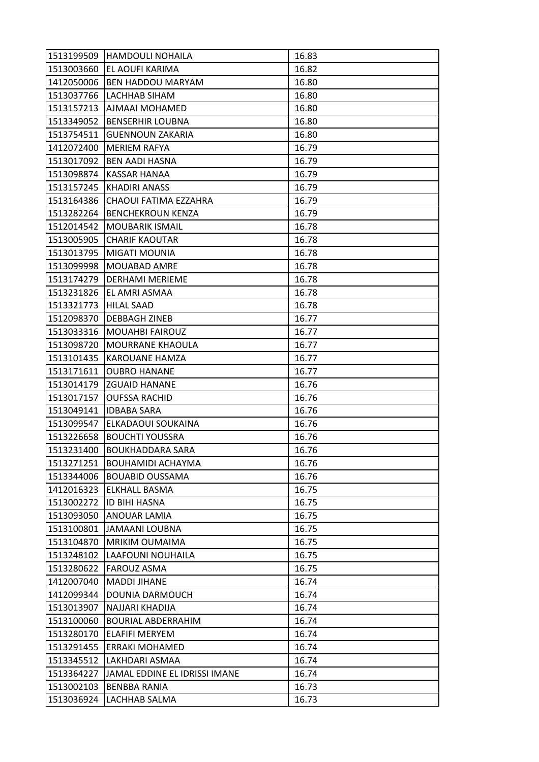| 1513199509 | HAMDOULI NOHAILA | 16.83 |
|---|---|---|
| 1513003660 | EL AOUFI KARIMA | 16.82 |
| 1412050006 | BEN HADDOU MARYAM | 16.80 |
| 1513037766 | LACHHAB SIHAM | 16.80 |
| 1513157213 | AJMAAI MOHAMED | 16.80 |
| 1513349052 | BENSERHIR LOUBNA | 16.80 |
| 1513754511 | GUENNOUN ZAKARIA | 16.80 |
| 1412072400 | MERIEM RAFYA | 16.79 |
| 1513017092 | BEN AADI HASNA | 16.79 |
| 1513098874 | KASSAR HANAA | 16.79 |
| 1513157245 | KHADIRI ANASS | 16.79 |
| 1513164386 | CHAOUI FATIMA EZZAHRA | 16.79 |
| 1513282264 | BENCHEKROUN KENZA | 16.79 |
| 1512014542 | MOUBARIK ISMAIL | 16.78 |
| 1513005905 | CHARIF KAOUTAR | 16.78 |
| 1513013795 | MIGATI MOUNIA | 16.78 |
| 1513099998 | MOUABAD AMRE | 16.78 |
| 1513174279 | DERHAMI MERIEME | 16.78 |
| 1513231826 | EL AMRI ASMAA | 16.78 |
| 1513321773 | HILAL SAAD | 16.78 |
| 1512098370 | DEBBAGH ZINEB | 16.77 |
| 1513033316 | MOUAHBI FAIROUZ | 16.77 |
| 1513098720 | MOURRANE KHAOULA | 16.77 |
| 1513101435 | KAROUANE HAMZA | 16.77 |
| 1513171611 | OUBRO HANANE | 16.77 |
| 1513014179 | ZGUAID HANANE | 16.76 |
| 1513017157 | OUFSSA RACHID | 16.76 |
| 1513049141 | IDBABA SARA | 16.76 |
| 1513099547 | ELKADAOUI SOUKAINA | 16.76 |
| 1513226658 | BOUCHTI YOUSSRA | 16.76 |
| 1513231400 | BOUKHADDARA SARA | 16.76 |
| 1513271251 | BOUHAMIDI ACHAYMA | 16.76 |
| 1513344006 | BOUABID OUSSAMA | 16.76 |
| 1412016323 | ELKHALL BASMA | 16.75 |
| 1513002272 | ID BIHI HASNA | 16.75 |
| 1513093050 | ANOUAR LAMIA | 16.75 |
| 1513100801 | JAMAANI LOUBNA | 16.75 |
| 1513104870 | MRIKIM OUMAIMA | 16.75 |
| 1513248102 | LAAFOUNI NOUHAILA | 16.75 |
| 1513280622 | FAROUZ ASMA | 16.75 |
| 1412007040 | MADDI JIHANE | 16.74 |
| 1412099344 | DOUNIA DARMOUCH | 16.74 |
| 1513013907 | NAJJARI KHADIJA | 16.74 |
| 1513100060 | BOURIAL ABDERRAHIM | 16.74 |
| 1513280170 | ELAFIFI MERYEM | 16.74 |
| 1513291455 | ERRAKI MOHAMED | 16.74 |
| 1513345512 | LAKHDARI ASMAA | 16.74 |
| 1513364227 | JAMAL EDDINE EL IDRISSI IMANE | 16.74 |
| 1513002103 | BENBBA RANIA | 16.73 |
| 1513036924 | LACHHAB SALMA | 16.73 |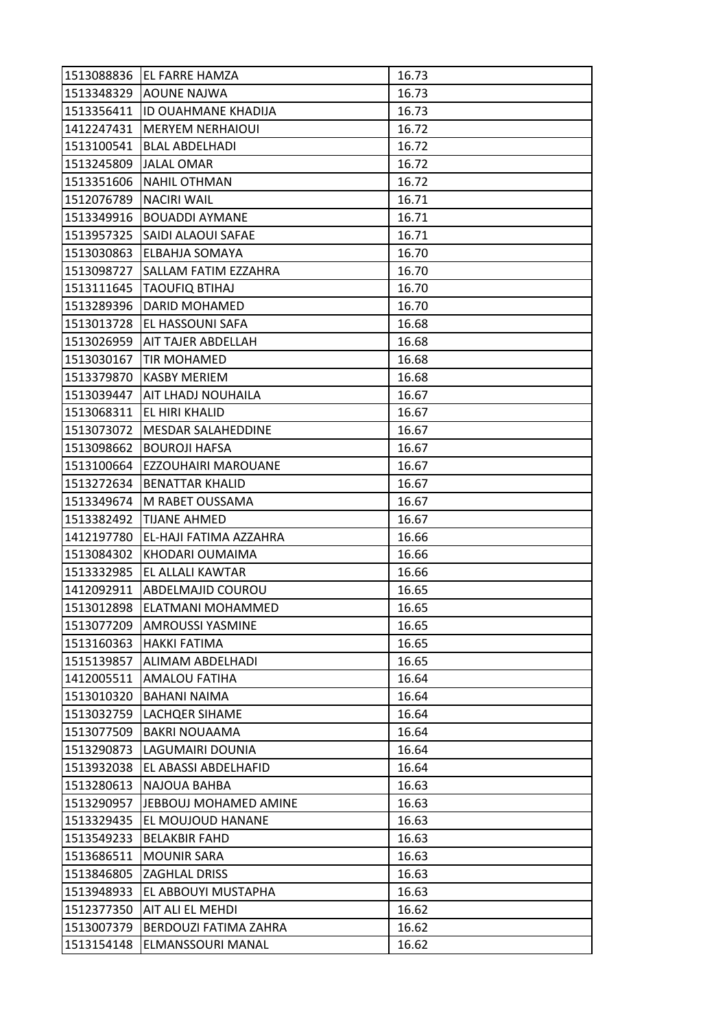| | | |
|---|---|---|
| 1513088836 | EL FARRE HAMZA | 16.73 |
| 1513348329 | AOUNE NAJWA | 16.73 |
| 1513356411 | ID OUAHMANE KHADIJA | 16.73 |
| 1412247431 | MERYEM NERHAIOUI | 16.72 |
| 1513100541 | BLAL ABDELHADI | 16.72 |
| 1513245809 | JALAL OMAR | 16.72 |
| 1513351606 | NAHIL OTHMAN | 16.72 |
| 1512076789 | NACIRI WAIL | 16.71 |
| 1513349916 | BOUADDI AYMANE | 16.71 |
| 1513957325 | SAIDI ALAOUI SAFAE | 16.71 |
| 1513030863 | ELBAHJA SOMAYA | 16.70 |
| 1513098727 | SALLAM FATIM EZZAHRA | 16.70 |
| 1513111645 | TAOUFIQ BTIHAJ | 16.70 |
| 1513289396 | DARID MOHAMED | 16.70 |
| 1513013728 | EL HASSOUNI SAFA | 16.68 |
| 1513026959 | AIT TAJER ABDELLAH | 16.68 |
| 1513030167 | TIR MOHAMED | 16.68 |
| 1513379870 | KASBY MERIEM | 16.68 |
| 1513039447 | AIT LHADJ NOUHAILA | 16.67 |
| 1513068311 | EL HIRI KHALID | 16.67 |
| 1513073072 | MESDAR SALAHEDDINE | 16.67 |
| 1513098662 | BOUROJI HAFSA | 16.67 |
| 1513100664 | EZZOUHAIRI MAROUANE | 16.67 |
| 1513272634 | BENATTAR KHALID | 16.67 |
| 1513349674 | M RABET OUSSAMA | 16.67 |
| 1513382492 | TIJANE AHMED | 16.67 |
| 1412197780 | EL-HAJI FATIMA AZZAHRA | 16.66 |
| 1513084302 | KHODARI OUMAIMA | 16.66 |
| 1513332985 | EL ALLALI KAWTAR | 16.66 |
| 1412092911 | ABDELMAJID COUROU | 16.65 |
| 1513012898 | ELATMANI MOHAMMED | 16.65 |
| 1513077209 | AMROUSSI YASMINE | 16.65 |
| 1513160363 | HAKKI FATIMA | 16.65 |
| 1515139857 | ALIMAM ABDELHADI | 16.65 |
| 1412005511 | AMALOU FATIHA | 16.64 |
| 1513010320 | BAHANI NAIMA | 16.64 |
| 1513032759 | LACHQER SIHAME | 16.64 |
| 1513077509 | BAKRI NOUAAMA | 16.64 |
| 1513290873 | LAGUMAIRI DOUNIA | 16.64 |
| 1513932038 | EL ABASSI ABDELHAFID | 16.64 |
| 1513280613 | NAJOUA BAHBA | 16.63 |
| 1513290957 | JEBBOUJ MOHAMED AMINE | 16.63 |
| 1513329435 | EL MOUJOUD HANANE | 16.63 |
| 1513549233 | BELAKBIR FAHD | 16.63 |
| 1513686511 | MOUNIR SARA | 16.63 |
| 1513846805 | ZAGHLAL DRISS | 16.63 |
| 1513948933 | EL ABBOUYI MUSTAPHA | 16.63 |
| 1512377350 | AIT ALI EL MEHDI | 16.62 |
| 1513007379 | BERDOUZI FATIMA ZAHRA | 16.62 |
| 1513154148 | ELMANSSOURI MANAL | 16.62 |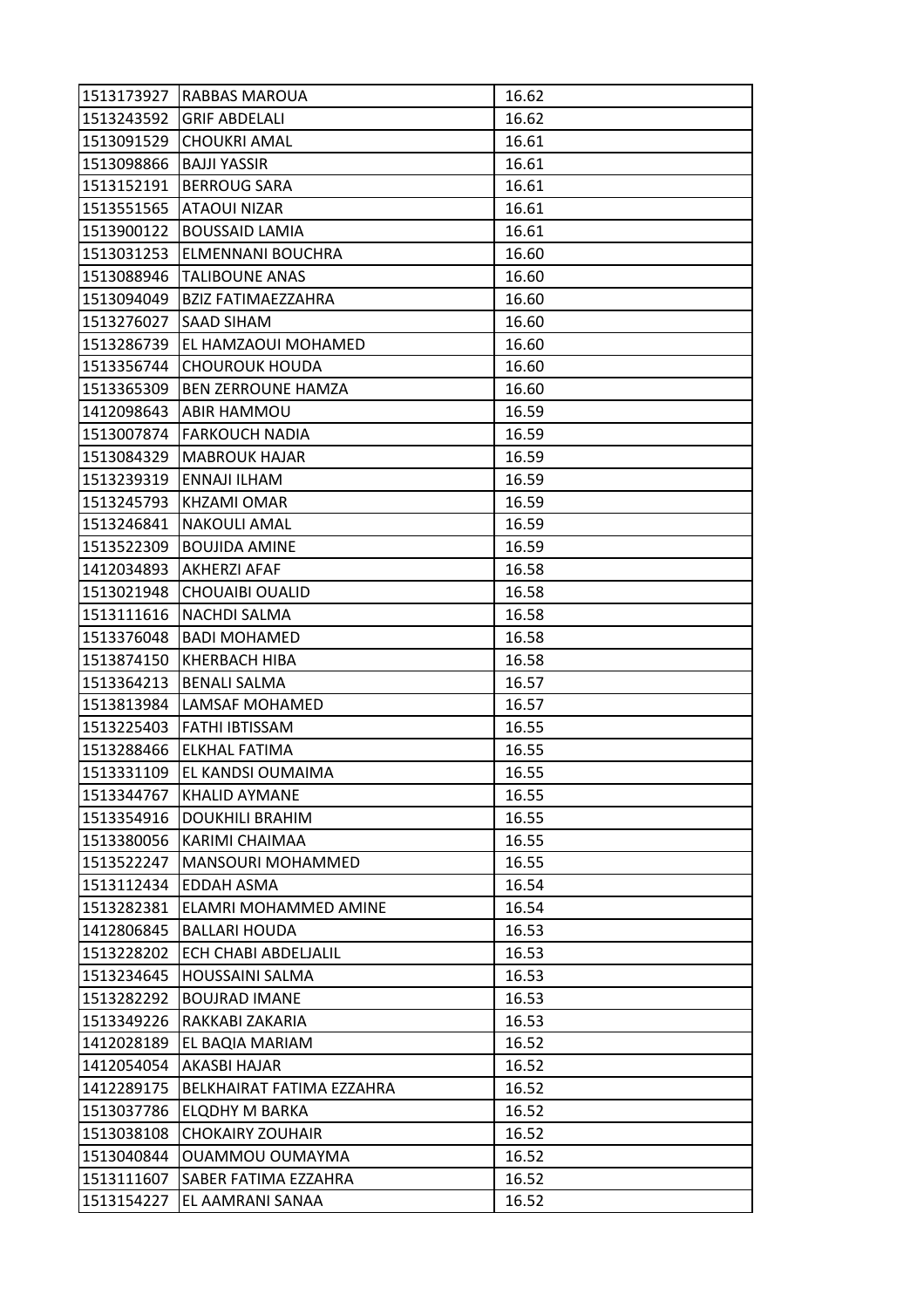| | | |
|---|---|---|
| 1513173927 | RABBAS MAROUA | 16.62 |
| 1513243592 | GRIF ABDELALI | 16.62 |
| 1513091529 | CHOUKRI AMAL | 16.61 |
| 1513098866 | BAJJI YASSIR | 16.61 |
| 1513152191 | BERROUG SARA | 16.61 |
| 1513551565 | ATAOUI NIZAR | 16.61 |
| 1513900122 | BOUSSAID LAMIA | 16.61 |
| 1513031253 | ELMENNANI BOUCHRA | 16.60 |
| 1513088946 | TALIBOUNE ANAS | 16.60 |
| 1513094049 | BZIZ FATIMAEZZAHRA | 16.60 |
| 1513276027 | SAAD SIHAM | 16.60 |
| 1513286739 | EL HAMZAOUI MOHAMED | 16.60 |
| 1513356744 | CHOUROUK HOUDA | 16.60 |
| 1513365309 | BEN ZERROUNE HAMZA | 16.60 |
| 1412098643 | ABIR HAMMOU | 16.59 |
| 1513007874 | FARKOUCH NADIA | 16.59 |
| 1513084329 | MABROUK HAJAR | 16.59 |
| 1513239319 | ENNAJI ILHAM | 16.59 |
| 1513245793 | KHZAMI OMAR | 16.59 |
| 1513246841 | NAKOULI AMAL | 16.59 |
| 1513522309 | BOUJIDA AMINE | 16.59 |
| 1412034893 | AKHERZI AFAF | 16.58 |
| 1513021948 | CHOUAIBI OUALID | 16.58 |
| 1513111616 | NACHDI SALMA | 16.58 |
| 1513376048 | BADI MOHAMED | 16.58 |
| 1513874150 | KHERBACH HIBA | 16.58 |
| 1513364213 | BENALI SALMA | 16.57 |
| 1513813984 | LAMSAF MOHAMED | 16.57 |
| 1513225403 | FATHI IBTISSAM | 16.55 |
| 1513288466 | ELKHAL FATIMA | 16.55 |
| 1513331109 | EL KANDSI OUMAIMA | 16.55 |
| 1513344767 | KHALID AYMANE | 16.55 |
| 1513354916 | DOUKHILI BRAHIM | 16.55 |
| 1513380056 | KARIMI CHAIMAA | 16.55 |
| 1513522247 | MANSOURI MOHAMMED | 16.55 |
| 1513112434 | EDDAH ASMA | 16.54 |
| 1513282381 | ELAMRI MOHAMMED AMINE | 16.54 |
| 1412806845 | BALLARI HOUDA | 16.53 |
| 1513228202 | ECH CHABI ABDELJALIL | 16.53 |
| 1513234645 | HOUSSAINI SALMA | 16.53 |
| 1513282292 | BOUJRAD IMANE | 16.53 |
| 1513349226 | RAKKABI ZAKARIA | 16.53 |
| 1412028189 | EL BAQIA MARIAM | 16.52 |
| 1412054054 | AKASBI HAJAR | 16.52 |
| 1412289175 | BELKHAIRAT FATIMA EZZAHRA | 16.52 |
| 1513037786 | ELQDHY M BARKA | 16.52 |
| 1513038108 | CHOKAIRY ZOUHAIR | 16.52 |
| 1513040844 | OUAMMOU OUMAYMA | 16.52 |
| 1513111607 | SABER FATIMA EZZAHRA | 16.52 |
| 1513154227 | EL AAMRANI SANAA | 16.52 |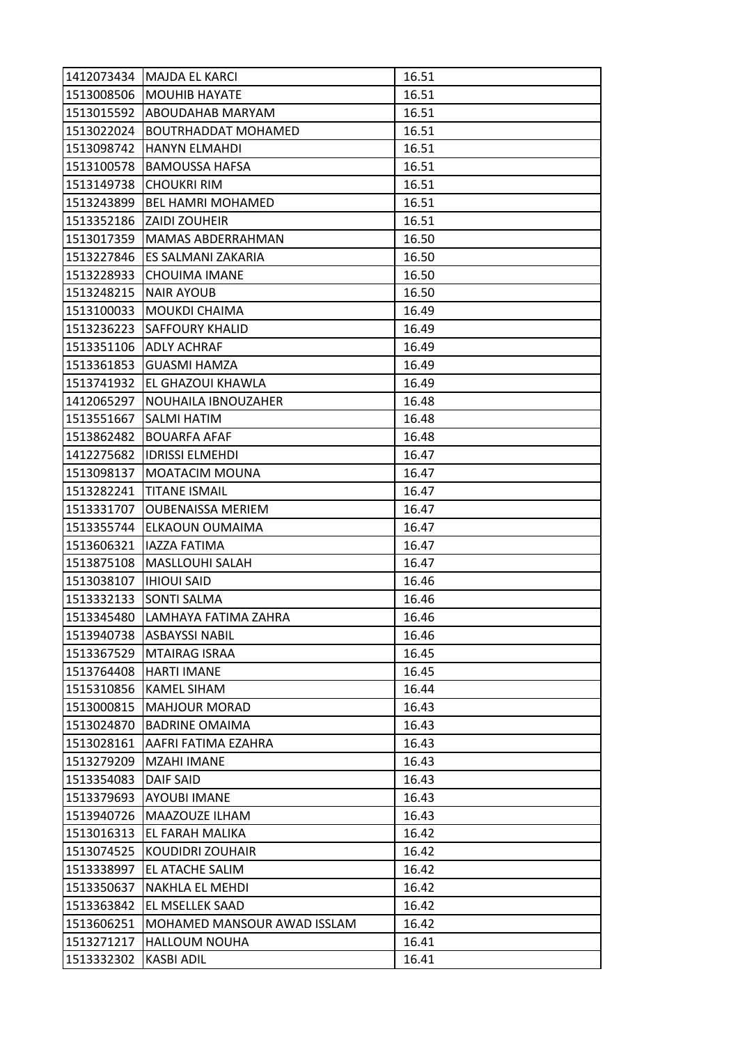| 1412073434 | MAJDA EL KARCI | 16.51 |
|---|---|---|
| 1513008506 | MOUHIB HAYATE | 16.51 |
| 1513015592 | ABOUDAHAB MARYAM | 16.51 |
| 1513022024 | BOUTRHADDAT MOHAMED | 16.51 |
| 1513098742 | HANYN ELMAHDI | 16.51 |
| 1513100578 | BAMOUSSA HAFSA | 16.51 |
| 1513149738 | CHOUKRI RIM | 16.51 |
| 1513243899 | BEL HAMRI MOHAMED | 16.51 |
| 1513352186 | ZAIDI ZOUHEIR | 16.51 |
| 1513017359 | MAMAS ABDERRAHMAN | 16.50 |
| 1513227846 | ES SALMANI ZAKARIA | 16.50 |
| 1513228933 | CHOUIMA IMANE | 16.50 |
| 1513248215 | NAIR AYOUB | 16.50 |
| 1513100033 | MOUKDI CHAIMA | 16.49 |
| 1513236223 | SAFFOURY KHALID | 16.49 |
| 1513351106 | ADLY ACHRAF | 16.49 |
| 1513361853 | GUASMI HAMZA | 16.49 |
| 1513741932 | EL GHAZOUI KHAWLA | 16.49 |
| 1412065297 | NOUHAILA IBNOUZAHER | 16.48 |
| 1513551667 | SALMI HATIM | 16.48 |
| 1513862482 | BOUARFA AFAF | 16.48 |
| 1412275682 | IDRISSI ELMEHDI | 16.47 |
| 1513098137 | MOATACIM MOUNA | 16.47 |
| 1513282241 | TITANE ISMAIL | 16.47 |
| 1513331707 | OUBENAISSA MERIEM | 16.47 |
| 1513355744 | ELKAOUN OUMAIMA | 16.47 |
| 1513606321 | IAZZA FATIMA | 16.47 |
| 1513875108 | MASLLOUHI SALAH | 16.47 |
| 1513038107 | IHIOUI SAID | 16.46 |
| 1513332133 | SONTI SALMA | 16.46 |
| 1513345480 | LAMHAYA FATIMA ZAHRA | 16.46 |
| 1513940738 | ASBAYSSI NABIL | 16.46 |
| 1513367529 | MTAIRAG ISRAA | 16.45 |
| 1513764408 | HARTI IMANE | 16.45 |
| 1515310856 | KAMEL SIHAM | 16.44 |
| 1513000815 | MAHJOUR MORAD | 16.43 |
| 1513024870 | BADRINE OMAIMA | 16.43 |
| 1513028161 | AAFRI FATIMA EZAHRA | 16.43 |
| 1513279209 | MZAHI IMANE | 16.43 |
| 1513354083 | DAIF SAID | 16.43 |
| 1513379693 | AYOUBI IMANE | 16.43 |
| 1513940726 | MAAZOUZE ILHAM | 16.43 |
| 1513016313 | EL FARAH MALIKA | 16.42 |
| 1513074525 | KOUDIDRI ZOUHAIR | 16.42 |
| 1513338997 | EL ATACHE SALIM | 16.42 |
| 1513350637 | NAKHLA EL MEHDI | 16.42 |
| 1513363842 | EL MSELLEK SAAD | 16.42 |
| 1513606251 | MOHAMED MANSOUR AWAD ISSLAM | 16.42 |
| 1513271217 | HALLOUM NOUHA | 16.41 |
| 1513332302 | KASBI ADIL | 16.41 |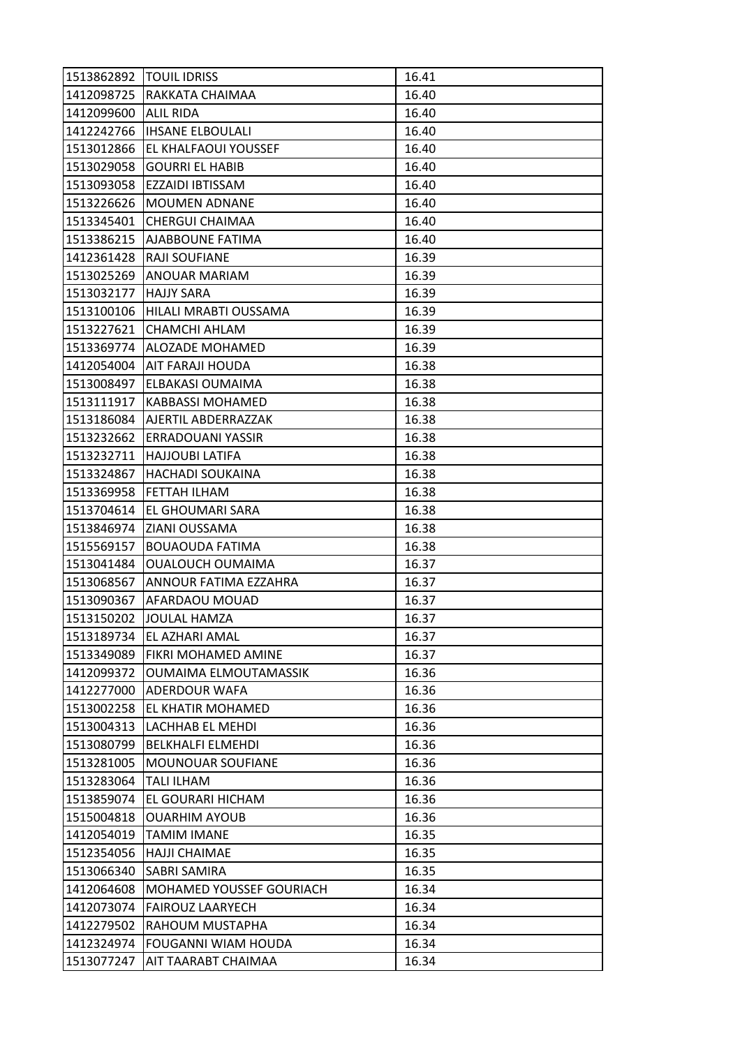| | | |
|---|---|---|
| 1513862892 | TOUIL IDRISS | 16.41 |
| 1412098725 | RAKKATA CHAIMAA | 16.40 |
| 1412099600 | ALIL RIDA | 16.40 |
| 1412242766 | IHSANE ELBOULALI | 16.40 |
| 1513012866 | EL KHALFAOUI YOUSSEF | 16.40 |
| 1513029058 | GOURRI EL HABIB | 16.40 |
| 1513093058 | EZZAIDI IBTISSAM | 16.40 |
| 1513226626 | MOUMEN ADNANE | 16.40 |
| 1513345401 | CHERGUI CHAIMAA | 16.40 |
| 1513386215 | AJABBOUNE FATIMA | 16.40 |
| 1412361428 | RAJI SOUFIANE | 16.39 |
| 1513025269 | ANOUAR MARIAM | 16.39 |
| 1513032177 | HAJJY SARA | 16.39 |
| 1513100106 | HILALI MRABTI OUSSAMA | 16.39 |
| 1513227621 | CHAMCHI AHLAM | 16.39 |
| 1513369774 | ALOZADE MOHAMED | 16.39 |
| 1412054004 | AIT FARAJI HOUDA | 16.38 |
| 1513008497 | ELBAKASI OUMAIMA | 16.38 |
| 1513111917 | KABBASSI MOHAMED | 16.38 |
| 1513186084 | AJERTIL ABDERRAZZAK | 16.38 |
| 1513232662 | ERRADOUANI YASSIR | 16.38 |
| 1513232711 | HAJJOUBI LATIFA | 16.38 |
| 1513324867 | HACHADI SOUKAINA | 16.38 |
| 1513369958 | FETTAH ILHAM | 16.38 |
| 1513704614 | EL GHOUMARI SARA | 16.38 |
| 1513846974 | ZIANI OUSSAMA | 16.38 |
| 1515569157 | BOUAOUDA FATIMA | 16.38 |
| 1513041484 | OUALOUCH OUMAIMA | 16.37 |
| 1513068567 | ANNOUR FATIMA EZZAHRA | 16.37 |
| 1513090367 | AFARDAOU MOUAD | 16.37 |
| 1513150202 | JOULAL HAMZA | 16.37 |
| 1513189734 | EL AZHARI AMAL | 16.37 |
| 1513349089 | FIKRI MOHAMED AMINE | 16.37 |
| 1412099372 | OUMAIMA ELMOUTAMASSIK | 16.36 |
| 1412277000 | ADERDOUR WAFA | 16.36 |
| 1513002258 | EL KHATIR MOHAMED | 16.36 |
| 1513004313 | LACHHAB EL MEHDI | 16.36 |
| 1513080799 | BELKHALFI ELMEHDI | 16.36 |
| 1513281005 | MOUNOUAR SOUFIANE | 16.36 |
| 1513283064 | TALI ILHAM | 16.36 |
| 1513859074 | EL GOURARI HICHAM | 16.36 |
| 1515004818 | OUARHIM AYOUB | 16.36 |
| 1412054019 | TAMIM IMANE | 16.35 |
| 1512354056 | HAJJI CHAIMAE | 16.35 |
| 1513066340 | SABRI SAMIRA | 16.35 |
| 1412064608 | MOHAMED YOUSSEF GOURIACH | 16.34 |
| 1412073074 | FAIROUZ LAARYECH | 16.34 |
| 1412279502 | RAHOUM MUSTAPHA | 16.34 |
| 1412324974 | FOUGANNI WIAM HOUDA | 16.34 |
| 1513077247 | AIT TAARABT CHAIMAA | 16.34 |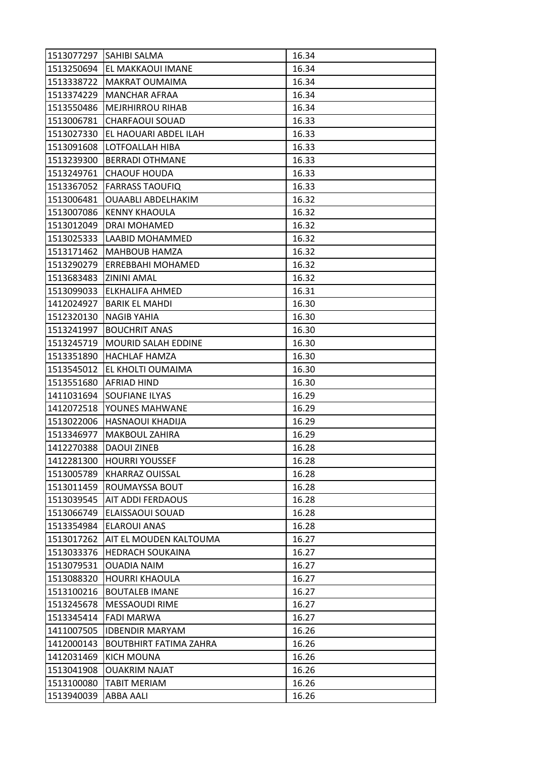| 1513077297 | SAHIBI SALMA | 16.34 |
|---|---|---|
| 1513250694 | EL MAKKAOUI IMANE | 16.34 |
| 1513338722 | MAKRAT OUMAIMA | 16.34 |
| 1513374229 | MANCHAR AFRAA | 16.34 |
| 1513550486 | MEJRHIRROU RIHAB | 16.34 |
| 1513006781 | CHARFAOUI SOUAD | 16.33 |
| 1513027330 | EL HAOUARI ABDEL ILAH | 16.33 |
| 1513091608 | LOTFOALLAH HIBA | 16.33 |
| 1513239300 | BERRADI OTHMANE | 16.33 |
| 1513249761 | CHAOUF HOUDA | 16.33 |
| 1513367052 | FARRASS TAOUFIQ | 16.33 |
| 1513006481 | OUAABLI ABDELHAKIM | 16.32 |
| 1513007086 | KENNY KHAOULA | 16.32 |
| 1513012049 | DRAI MOHAMED | 16.32 |
| 1513025333 | LAABID MOHAMMED | 16.32 |
| 1513171462 | MAHBOUB HAMZA | 16.32 |
| 1513290279 | ERREBBAHI MOHAMED | 16.32 |
| 1513683483 | ZININI AMAL | 16.32 |
| 1513099033 | ELKHALIFA AHMED | 16.31 |
| 1412024927 | BARIK EL MAHDI | 16.30 |
| 1512320130 | NAGIB YAHIA | 16.30 |
| 1513241997 | BOUCHRIT ANAS | 16.30 |
| 1513245719 | MOURID SALAH EDDINE | 16.30 |
| 1513351890 | HACHLAF HAMZA | 16.30 |
| 1513545012 | EL KHOLTI OUMAIMA | 16.30 |
| 1513551680 | AFRIAD HIND | 16.30 |
| 1411031694 | SOUFIANE ILYAS | 16.29 |
| 1412072518 | YOUNES MAHWANE | 16.29 |
| 1513022006 | HASNAOUI KHADIJA | 16.29 |
| 1513346977 | MAKBOUL ZAHIRA | 16.29 |
| 1412270388 | DAOUI ZINEB | 16.28 |
| 1412281300 | HOURRI YOUSSEF | 16.28 |
| 1513005789 | KHARRAZ OUISSAL | 16.28 |
| 1513011459 | ROUMAYSSA BOUT | 16.28 |
| 1513039545 | AIT ADDI FERDAOUS | 16.28 |
| 1513066749 | ELAISSAOUI SOUAD | 16.28 |
| 1513354984 | ELAROUI ANAS | 16.28 |
| 1513017262 | AIT EL MOUDEN KALTOUMA | 16.27 |
| 1513033376 | HEDRACH SOUKAINA | 16.27 |
| 1513079531 | OUADIA NAIM | 16.27 |
| 1513088320 | HOURRI KHAOULA | 16.27 |
| 1513100216 | BOUTALEB IMANE | 16.27 |
| 1513245678 | MESSAOUDI RIME | 16.27 |
| 1513345414 | FADI MARWA | 16.27 |
| 1411007505 | IDBENDIR MARYAM | 16.26 |
| 1412000143 | BOUTBHIRT FATIMA ZAHRA | 16.26 |
| 1412031469 | KICH MOUNA | 16.26 |
| 1513041908 | OUAKRIM NAJAT | 16.26 |
| 1513100080 | TABIT MERIAM | 16.26 |
| 1513940039 | ABBA AALI | 16.26 |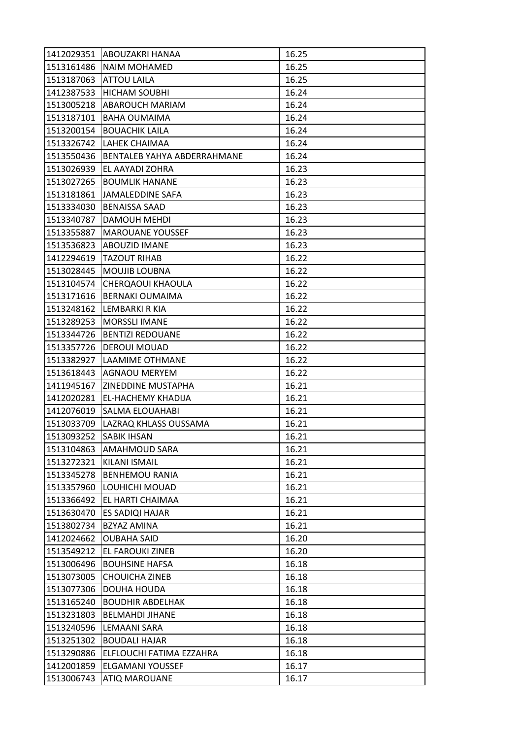| | | |
|---|---|---|
| 1412029351 | ABOUZAKRI HANAA | 16.25 |
| 1513161486 | NAIM MOHAMED | 16.25 |
| 1513187063 | ATTOU LAILA | 16.25 |
| 1412387533 | HICHAM SOUBHI | 16.24 |
| 1513005218 | ABAROUCH MARIAM | 16.24 |
| 1513187101 | BAHA OUMAIMA | 16.24 |
| 1513200154 | BOUACHIK LAILA | 16.24 |
| 1513326742 | LAHEK CHAIMAA | 16.24 |
| 1513550436 | BENTALEB YAHYA ABDERRAHMANE | 16.24 |
| 1513026939 | EL AAYADI ZOHRA | 16.23 |
| 1513027265 | BOUMLIK HANANE | 16.23 |
| 1513181861 | JAMALEDDINE SAFA | 16.23 |
| 1513334030 | BENAISSA SAAD | 16.23 |
| 1513340787 | DAMOUH MEHDI | 16.23 |
| 1513355887 | MAROUANE YOUSSEF | 16.23 |
| 1513536823 | ABOUZID IMANE | 16.23 |
| 1412294619 | TAZOUT RIHAB | 16.22 |
| 1513028445 | MOUJIB LOUBNA | 16.22 |
| 1513104574 | CHERQAOUI KHAOULA | 16.22 |
| 1513171616 | BERNAKI OUMAIMA | 16.22 |
| 1513248162 | LEMBARKI R KIA | 16.22 |
| 1513289253 | MORSSLI IMANE | 16.22 |
| 1513344726 | BENTIZI REDOUANE | 16.22 |
| 1513357726 | DEROUI MOUAD | 16.22 |
| 1513382927 | LAAMIME OTHMANE | 16.22 |
| 1513618443 | AGNAOU MERYEM | 16.22 |
| 1411945167 | ZINEDDINE MUSTAPHA | 16.21 |
| 1412020281 | EL-HACHEMY KHADIJA | 16.21 |
| 1412076019 | SALMA ELOUAHABI | 16.21 |
| 1513033709 | LAZRAQ KHLASS OUSSAMA | 16.21 |
| 1513093252 | SABIK IHSAN | 16.21 |
| 1513104863 | AMAHMOUD SARA | 16.21 |
| 1513272321 | KILANI ISMAIL | 16.21 |
| 1513345278 | BENHEMOU RANIA | 16.21 |
| 1513357960 | LOUHICHI MOUAD | 16.21 |
| 1513366492 | EL HARTI CHAIMAA | 16.21 |
| 1513630470 | ES SADIQI HAJAR | 16.21 |
| 1513802734 | BZYAZ AMINA | 16.21 |
| 1412024662 | OUBAHA SAID | 16.20 |
| 1513549212 | EL FAROUKI ZINEB | 16.20 |
| 1513006496 | BOUHSINE HAFSA | 16.18 |
| 1513073005 | CHOUICHA ZINEB | 16.18 |
| 1513077306 | DOUHA HOUDA | 16.18 |
| 1513165240 | BOUDHIR ABDELHAK | 16.18 |
| 1513231803 | BELMAHDI JIHANE | 16.18 |
| 1513240596 | LEMAANI SARA | 16.18 |
| 1513251302 | BOUDALI HAJAR | 16.18 |
| 1513290886 | ELFLOUCHI FATIMA EZZAHRA | 16.18 |
| 1412001859 | ELGAMANI YOUSSEF | 16.17 |
| 1513006743 | ATIQ MAROUANE | 16.17 |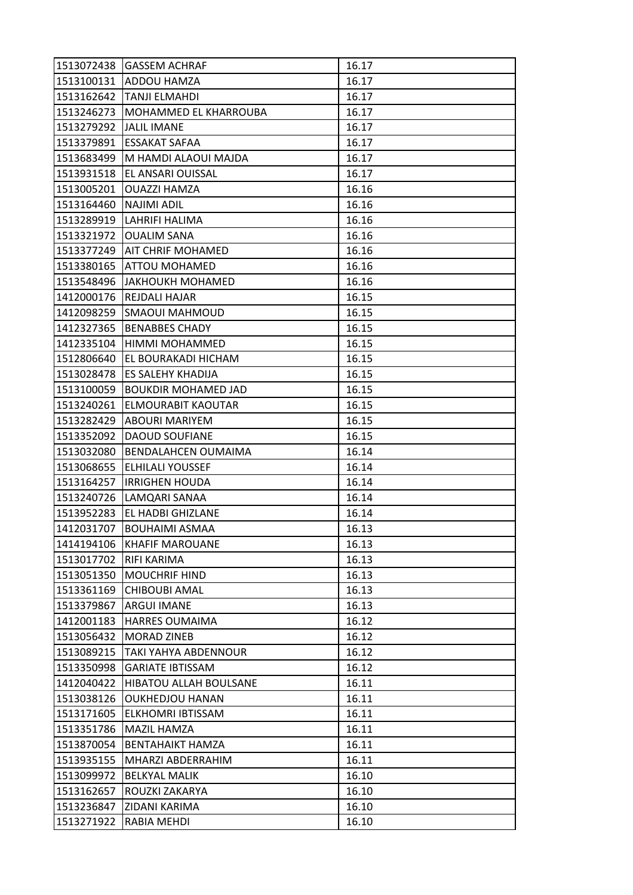| 1513072438 | GASSEM ACHRAF | 16.17 |
|---|---|---|
| 1513100131 | ADDOU HAMZA | 16.17 |
| 1513162642 | TANJI ELMAHDI | 16.17 |
| 1513246273 | MOHAMMED EL KHARROUBA | 16.17 |
| 1513279292 | JALIL IMANE | 16.17 |
| 1513379891 | ESSAKAT SAFAA | 16.17 |
| 1513683499 | M HAMDI ALAOUI MAJDA | 16.17 |
| 1513931518 | EL ANSARI OUISSAL | 16.17 |
| 1513005201 | OUAZZI HAMZA | 16.16 |
| 1513164460 | NAJIMI ADIL | 16.16 |
| 1513289919 | LAHRIFI HALIMA | 16.16 |
| 1513321972 | OUALIM SANA | 16.16 |
| 1513377249 | AIT CHRIF MOHAMED | 16.16 |
| 1513380165 | ATTOU MOHAMED | 16.16 |
| 1513548496 | JAKHOUKH MOHAMED | 16.16 |
| 1412000176 | REJDALI HAJAR | 16.15 |
| 1412098259 | SMAOUI MAHMOUD | 16.15 |
| 1412327365 | BENABBES CHADY | 16.15 |
| 1412335104 | HIMMI MOHAMMED | 16.15 |
| 1512806640 | EL BOURAKADI HICHAM | 16.15 |
| 1513028478 | ES SALEHY KHADIJA | 16.15 |
| 1513100059 | BOUKDIR MOHAMED JAD | 16.15 |
| 1513240261 | ELMOURABIT KAOUTAR | 16.15 |
| 1513282429 | ABOURI MARIYEM | 16.15 |
| 1513352092 | DAOUD SOUFIANE | 16.15 |
| 1513032080 | BENDALAHCEN OUMAIMA | 16.14 |
| 1513068655 | ELHILALI YOUSSEF | 16.14 |
| 1513164257 | IRRIGHEN HOUDA | 16.14 |
| 1513240726 | LAMQARI SANAA | 16.14 |
| 1513952283 | EL HADBI GHIZLANE | 16.14 |
| 1412031707 | BOUHAIMI ASMAA | 16.13 |
| 1414194106 | KHAFIF MAROUANE | 16.13 |
| 1513017702 | RIFI KARIMA | 16.13 |
| 1513051350 | MOUCHRIF HIND | 16.13 |
| 1513361169 | CHIBOUBI AMAL | 16.13 |
| 1513379867 | ARGUI IMANE | 16.13 |
| 1412001183 | HARRES OUMAIMA | 16.12 |
| 1513056432 | MORAD ZINEB | 16.12 |
| 1513089215 | TAKI YAHYA ABDENNOUR | 16.12 |
| 1513350998 | GARIATE IBTISSAM | 16.12 |
| 1412040422 | HIBATOU ALLAH BOULSANE | 16.11 |
| 1513038126 | OUKHEDJOU HANAN | 16.11 |
| 1513171605 | ELKHOMRI IBTISSAM | 16.11 |
| 1513351786 | MAZIL HAMZA | 16.11 |
| 1513870054 | BENTAHAIKT HAMZA | 16.11 |
| 1513935155 | MHARZI ABDERRAHIM | 16.11 |
| 1513099972 | BELKYAL MALIK | 16.10 |
| 1513162657 | ROUZKI ZAKARYA | 16.10 |
| 1513236847 | ZIDANI KARIMA | 16.10 |
| 1513271922 | RABIA MEHDI | 16.10 |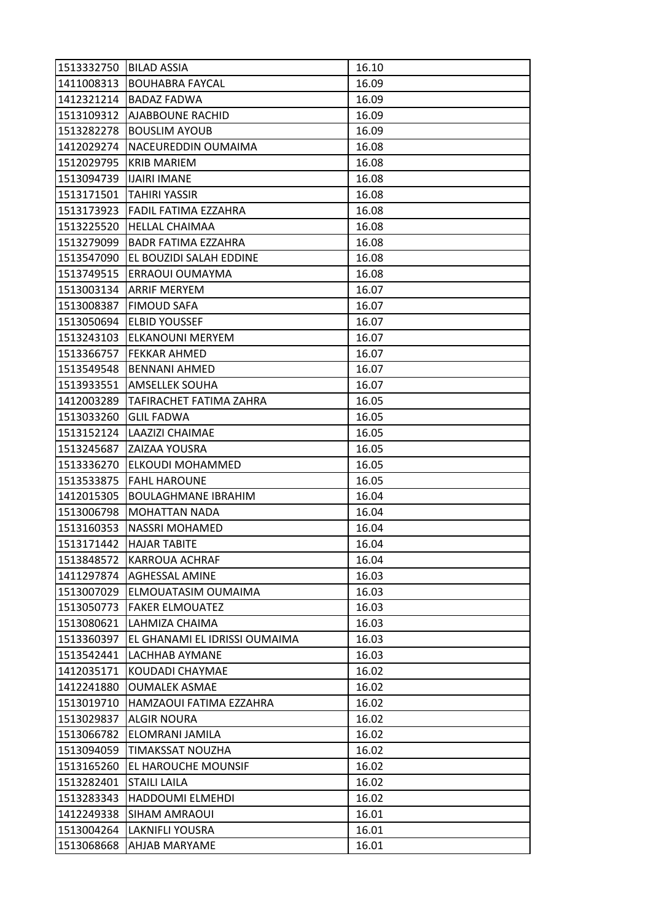| 1513332750 | BILAD ASSIA | 16.10 |
|---|---|---|
| 1411008313 | BOUHABRA FAYCAL | 16.09 |
| 1412321214 | BADAZ FADWA | 16.09 |
| 1513109312 | AJABBOUNE RACHID | 16.09 |
| 1513282278 | BOUSLIM AYOUB | 16.09 |
| 1412029274 | NACEUREDDIN OUMAIMA | 16.08 |
| 1512029795 | KRIB MARIEM | 16.08 |
| 1513094739 | IJAIRI IMANE | 16.08 |
| 1513171501 | TAHIRI YASSIR | 16.08 |
| 1513173923 | FADIL FATIMA EZZAHRA | 16.08 |
| 1513225520 | HELLAL CHAIMAA | 16.08 |
| 1513279099 | BADR FATIMA EZZAHRA | 16.08 |
| 1513547090 | EL BOUZIDI SALAH EDDINE | 16.08 |
| 1513749515 | ERRAOUI OUMAYMA | 16.08 |
| 1513003134 | ARRIF MERYEM | 16.07 |
| 1513008387 | FIMOUD SAFA | 16.07 |
| 1513050694 | ELBID YOUSSEF | 16.07 |
| 1513243103 | ELKANOUNI MERYEM | 16.07 |
| 1513366757 | FEKKAR AHMED | 16.07 |
| 1513549548 | BENNANI AHMED | 16.07 |
| 1513933551 | AMSELLEK SOUHA | 16.07 |
| 1412003289 | TAFIRACHET FATIMA ZAHRA | 16.05 |
| 1513033260 | GLIL FADWA | 16.05 |
| 1513152124 | LAAZIZI CHAIMAE | 16.05 |
| 1513245687 | ZAIZAA YOUSRA | 16.05 |
| 1513336270 | ELKOUDI MOHAMMED | 16.05 |
| 1513533875 | FAHL HAROUNE | 16.05 |
| 1412015305 | BOULAGHMANE IBRAHIM | 16.04 |
| 1513006798 | MOHATTAN NADA | 16.04 |
| 1513160353 | NASSRI MOHAMED | 16.04 |
| 1513171442 | HAJAR TABITE | 16.04 |
| 1513848572 | KARROUA ACHRAF | 16.04 |
| 1411297874 | AGHESSAL AMINE | 16.03 |
| 1513007029 | ELMOUATASIM OUMAIMA | 16.03 |
| 1513050773 | FAKER ELMOUATEZ | 16.03 |
| 1513080621 | LAHMIZA CHAIMA | 16.03 |
| 1513360397 | EL GHANAMI EL IDRISSI OUMAIMA | 16.03 |
| 1513542441 | LACHHAB AYMANE | 16.03 |
| 1412035171 | KOUDADI CHAYMAE | 16.02 |
| 1412241880 | OUMALEK ASMAE | 16.02 |
| 1513019710 | HAMZAOUI FATIMA EZZAHRA | 16.02 |
| 1513029837 | ALGIR NOURA | 16.02 |
| 1513066782 | ELOMRANI JAMILA | 16.02 |
| 1513094059 | TIMAKSSAT NOUZHA | 16.02 |
| 1513165260 | EL HAROUCHE MOUNSIF | 16.02 |
| 1513282401 | STAILI LAILA | 16.02 |
| 1513283343 | HADDOUMI ELMEHDI | 16.02 |
| 1412249338 | SIHAM AMRAOUI | 16.01 |
| 1513004264 | LAKNIFLI YOUSRA | 16.01 |
| 1513068668 | AHJAB MARYAME | 16.01 |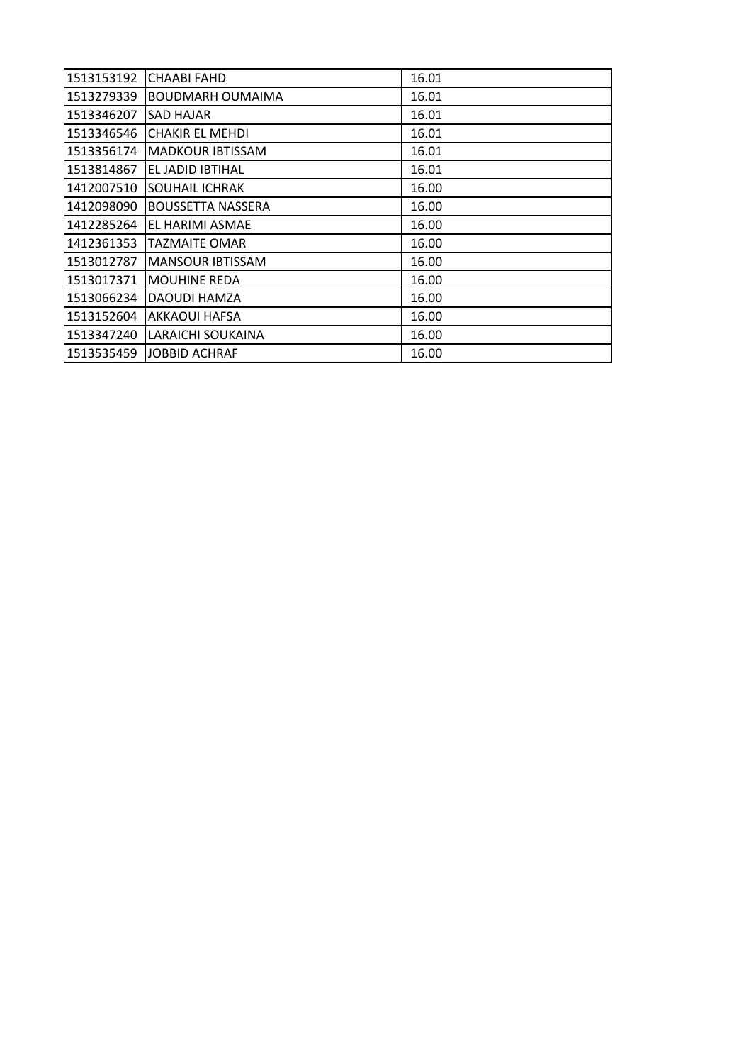| | | |
|---|---|---|
| 1513153192 | CHAABI FAHD | 16.01 |
| 1513279339 | BOUDMARH OUMAIMA | 16.01 |
| 1513346207 | SAD HAJAR | 16.01 |
| 1513346546 | CHAKIR EL MEHDI | 16.01 |
| 1513356174 | MADKOUR IBTISSAM | 16.01 |
| 1513814867 | EL JADID IBTIHAL | 16.01 |
| 1412007510 | SOUHAIL ICHRAK | 16.00 |
| 1412098090 | BOUSSETTA NASSERA | 16.00 |
| 1412285264 | EL HARIMI ASMAE | 16.00 |
| 1412361353 | TAZMAITE OMAR | 16.00 |
| 1513012787 | MANSOUR IBTISSAM | 16.00 |
| 1513017371 | MOUHINE REDA | 16.00 |
| 1513066234 | DAOUDI HAMZA | 16.00 |
| 1513152604 | AKKAOUI HAFSA | 16.00 |
| 1513347240 | LARAICHI SOUKAINA | 16.00 |
| 1513535459 | JOBBID ACHRAF | 16.00 |